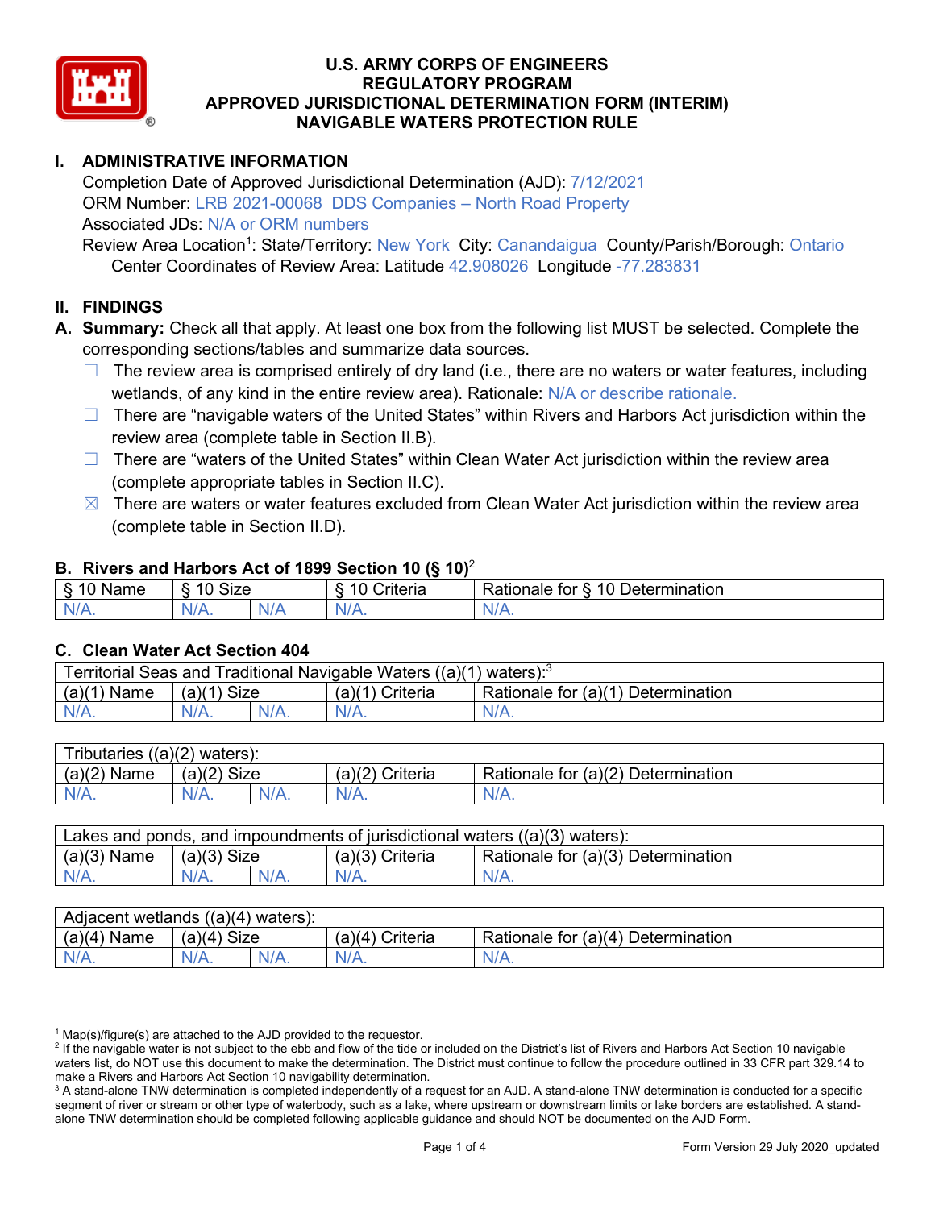# U.S. ARMY CORPS OF ENGINEERS
## REGULATORY PROGRAM
## APPROVED JURISDICTIONAL DETERMINATION FORM (INTERIM)
## NAVIGABLE WATERS PROTECTION RULE

## I. ADMINISTRATIVE INFORMATION

Completion Date of Approved Jurisdictional Determination (AJD): 7/12/2021
ORM Number: LRB 2021-00068 DDS Companies – North Road Property
Associated JDs: N/A or ORM numbers
Review Area Location[1]: State/Territory: New York City: Canandaigua County/Parish/Borough: Ontario
Center Coordinates of Review Area: Latitude 42.908026 Longitude -77.283831

## II. FINDINGS

**A. Summary:** Check all that apply. At least one box from the following list MUST be selected. Complete the corresponding sections/tables and summarize data sources.

- ☐ The review area is comprised entirely of dry land (i.e., there are no waters or water features, including wetlands, of any kind in the entire review area). Rationale: N/A or describe rationale.
- ☐ There are "navigable waters of the United States" within Rivers and Harbors Act jurisdiction within the review area (complete table in Section II.B).
- ☐ There are "waters of the United States" within Clean Water Act jurisdiction within the review area (complete appropriate tables in Section II.C).
- ☒ There are waters or water features excluded from Clean Water Act jurisdiction within the review area (complete table in Section II.D).

### B. Rivers and Harbors Act of 1899 Section 10 (§ 10)[2]

| § 10 Name | § 10 Size | | § 10 Criteria | Rationale for § 10 Determination |
|---|---|---|---|---|
| N/A. | N/A. | N/A | N/A. | N/A. |

### C. Clean Water Act Section 404

| Territorial Seas and Traditional Navigable Waters ((a)(1) waters):[3] | | | | |
|---|---|---|---|---|
| (a)(1) Name | (a)(1) Size | | (a)(1) Criteria | Rationale for (a)(1) Determination |
| N/A. | N/A. | N/A. | N/A. | N/A. |

| Tributaries ((a)(2) waters): | | | | |
|---|---|---|---|---|
| (a)(2) Name | (a)(2) Size | | (a)(2) Criteria | Rationale for (a)(2) Determination |
| N/A. | N/A. | N/A. | N/A. | N/A. |

| Lakes and ponds, and impoundments of jurisdictional waters ((a)(3) waters): | | | | |
|---|---|---|---|---|
| (a)(3) Name | (a)(3) Size | | (a)(3) Criteria | Rationale for (a)(3) Determination |
| N/A. | N/A. | N/A. | N/A. | N/A. |

| Adjacent wetlands ((a)(4) waters): | | | | |
|---|---|---|---|---|
| (a)(4) Name | (a)(4) Size | | (a)(4) Criteria | Rationale for (a)(4) Determination |
| N/A. | N/A. | N/A. | N/A. | N/A. |

---

[1] Map(s)/figure(s) are attached to the AJD provided to the requestor.

[2] If the navigable water is not subject to the ebb and flow of the tide or included on the District's list of Rivers and Harbors Act Section 10 navigable waters list, do NOT use this document to make the determination. The District must continue to follow the procedure outlined in 33 CFR part 329.14 to make a Rivers and Harbors Act Section 10 navigability determination.

[3] A stand-alone TNW determination is completed independently of a request for an AJD. A stand-alone TNW determination is conducted for a specific segment of river or stream or other type of waterbody, such as a lake, where upstream or downstream limits or lake borders are established. A stand-alone TNW determination should be completed following applicable guidance and should NOT be documented on the AJD Form.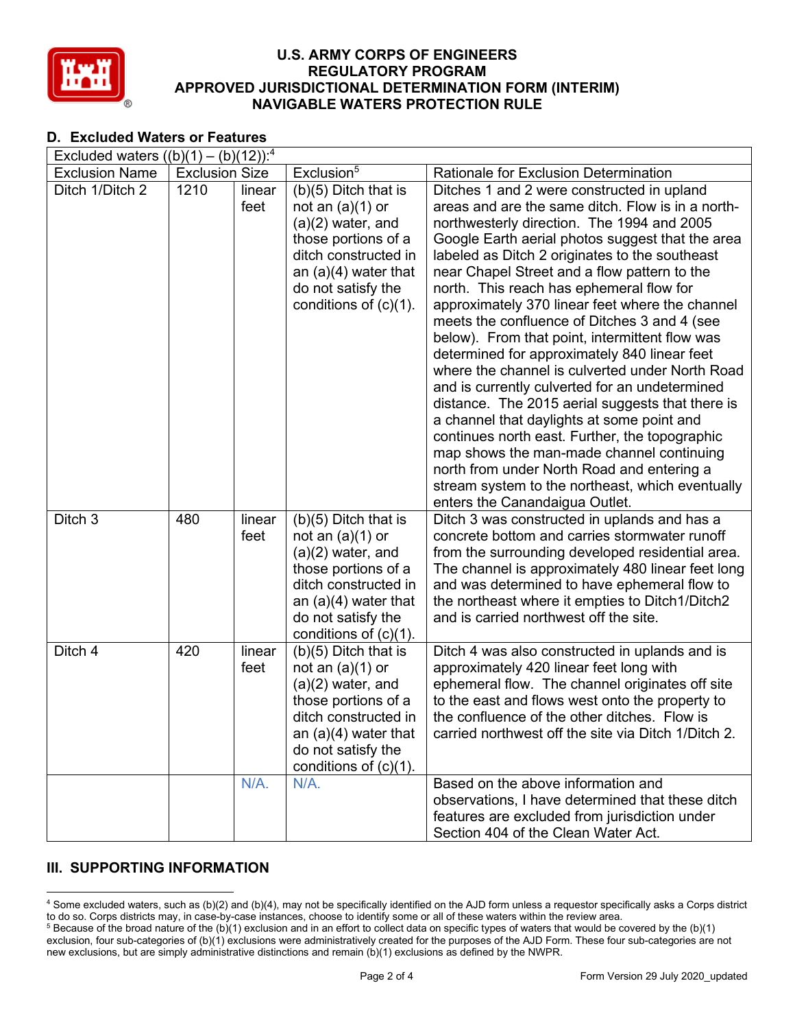## D. Excluded Waters or Features

| Excluded waters ((b)(1) – (b)(12)):[4] | | | | |
|---|---|---|---|---|
| Exclusion Name | Exclusion Size | | Exclusion[5] | Rationale for Exclusion Determination |
| Ditch 1/Ditch 2 | 1210 | linear feet | (b)(5) Ditch that is not an (a)(1) or (a)(2) water, and those portions of a ditch constructed in an (a)(4) water that do not satisfy the conditions of (c)(1). | Ditches 1 and 2 were constructed in upland areas and are the same ditch. Flow is in a north-northwesterly direction. The 1994 and 2005 Google Earth aerial photos suggest that the area labeled as Ditch 2 originates to the southeast near Chapel Street and a flow pattern to the north. This reach has ephemeral flow for approximately 370 linear feet where the channel meets the confluence of Ditches 3 and 4 (see below). From that point, intermittent flow was determined for approximately 840 linear feet where the channel is culverted under North Road and is currently culverted for an undetermined distance. The 2015 aerial suggests that there is a channel that daylights at some point and continues north east. Further, the topographic map shows the man-made channel continuing north from under North Road and entering a stream system to the northeast, which eventually enters the Canandaigua Outlet. |
| Ditch 3 | 480 | linear feet | (b)(5) Ditch that is not an (a)(1) or (a)(2) water, and those portions of a ditch constructed in an (a)(4) water that do not satisfy the conditions of (c)(1). | Ditch 3 was constructed in uplands and has a concrete bottom and carries stormwater runoff from the surrounding developed residential area. The channel is approximately 480 linear feet long and was determined to have ephemeral flow to the northeast where it empties to Ditch1/Ditch2 and is carried northwest off the site. |
| Ditch 4 | 420 | linear feet | (b)(5) Ditch that is not an (a)(1) or (a)(2) water, and those portions of a ditch constructed in an (a)(4) water that do not satisfy the conditions of (c)(1). | Ditch 4 was also constructed in uplands and is approximately 420 linear feet long with ephemeral flow. The channel originates off site to the east and flows west onto the property to the confluence of the other ditches. Flow is carried northwest off the site via Ditch 1/Ditch 2. |
| | | N/A. | N/A. | Based on the above information and observations, I have determined that these ditch features are excluded from jurisdiction under Section 404 of the Clean Water Act. |

## III. SUPPORTING INFORMATION

[4] Some excluded waters, such as (b)(2) and (b)(4), may not be specifically identified on the AJD form unless a requestor specifically asks a Corps district to do so. Corps districts may, in case-by-case instances, choose to identify some or all of these waters within the review area.

[5] Because of the broad nature of the (b)(1) exclusion and in an effort to collect data on specific types of waters that would be covered by the (b)(1) exclusion, four sub-categories of (b)(1) exclusions were administratively created for the purposes of the AJD Form. These four sub-categories are not new exclusions, but are simply administrative distinctions and remain (b)(1) exclusions as defined by the NWPR.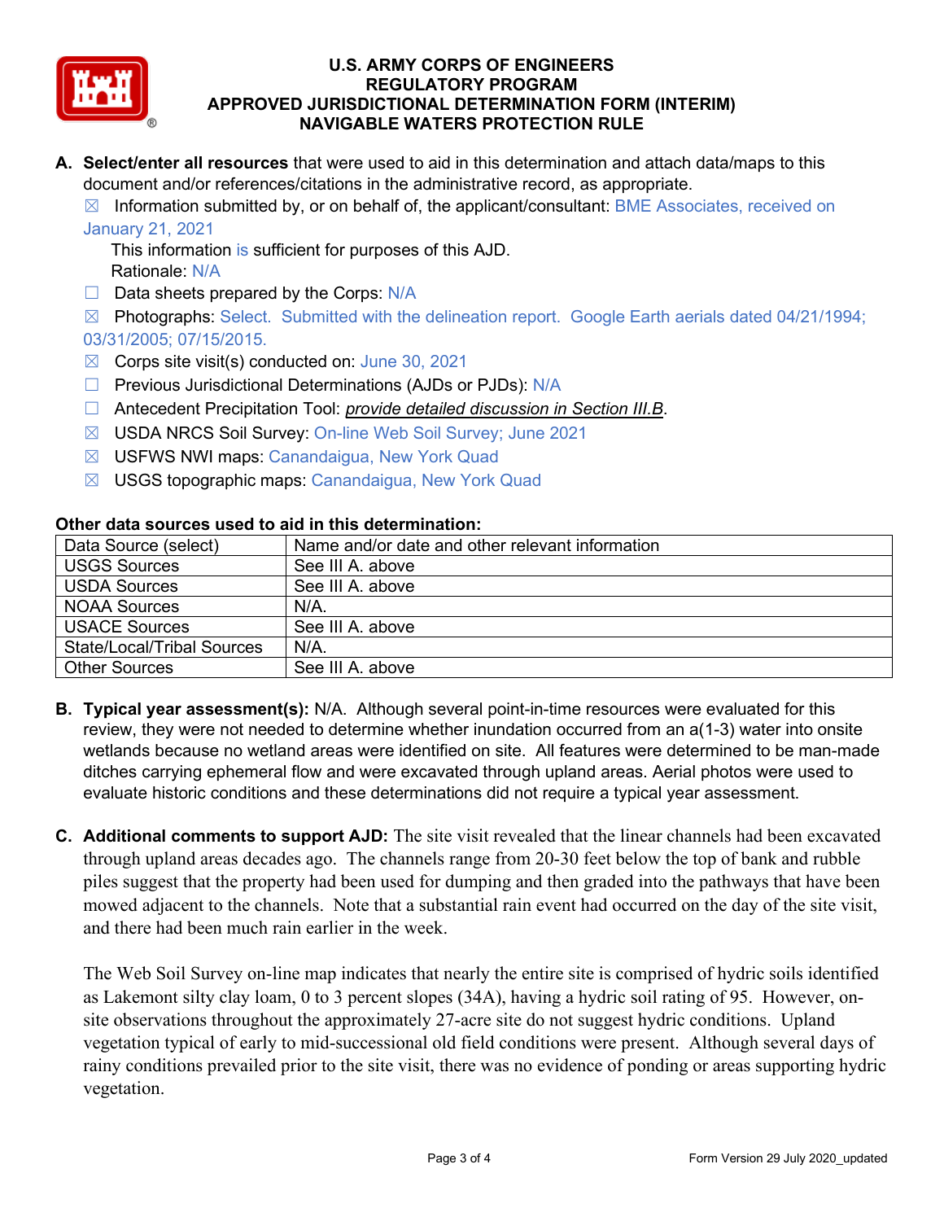# U.S. ARMY CORPS OF ENGINEERS
## REGULATORY PROGRAM
## APPROVED JURISDICTIONAL DETERMINATION FORM (INTERIM)
## NAVIGABLE WATERS PROTECTION RULE

**A. Select/enter all resources** that were used to aid in this determination and attach data/maps to this document and/or references/citations in the administrative record, as appropriate.

☒ Information submitted by, or on behalf of, the applicant/consultant: BME Associates, received on January 21, 2021

This information is sufficient for purposes of this AJD.
Rationale: N/A

☐ Data sheets prepared by the Corps: N/A

☒ Photographs: Select. Submitted with the delineation report. Google Earth aerials dated 04/21/1994; 03/31/2005; 07/15/2015.

☒ Corps site visit(s) conducted on: June 30, 2021

☐ Previous Jurisdictional Determinations (AJDs or PJDs): N/A

☐ Antecedent Precipitation Tool: *provide detailed discussion in Section III.B*.

☒ USDA NRCS Soil Survey: On-line Web Soil Survey; June 2021

☒ USFWS NWI maps: Canandaigua, New York Quad

☒ USGS topographic maps: Canandaigua, New York Quad

**Other data sources used to aid in this determination:**

| Data Source (select) | Name and/or date and other relevant information |
|---|---|
| USGS Sources | See III A. above |
| USDA Sources | See III A. above |
| NOAA Sources | N/A. |
| USACE Sources | See III A. above |
| State/Local/Tribal Sources | N/A. |
| Other Sources | See III A. above |

**B. Typical year assessment(s):** N/A. Although several point-in-time resources were evaluated for this review, they were not needed to determine whether inundation occurred from an a(1-3) water into onsite wetlands because no wetland areas were identified on site. All features were determined to be man-made ditches carrying ephemeral flow and were excavated through upland areas. Aerial photos were used to evaluate historic conditions and these determinations did not require a typical year assessment.

**C. Additional comments to support AJD:** The site visit revealed that the linear channels had been excavated through upland areas decades ago. The channels range from 20-30 feet below the top of bank and rubble piles suggest that the property had been used for dumping and then graded into the pathways that have been mowed adjacent to the channels. Note that a substantial rain event had occurred on the day of the site visit, and there had been much rain earlier in the week.

The Web Soil Survey on-line map indicates that nearly the entire site is comprised of hydric soils identified as Lakemont silty clay loam, 0 to 3 percent slopes (34A), having a hydric soil rating of 95. However, on-site observations throughout the approximately 27-acre site do not suggest hydric conditions. Upland vegetation typical of early to mid-successional old field conditions were present. Although several days of rainy conditions prevailed prior to the site visit, there was no evidence of ponding or areas supporting hydric vegetation.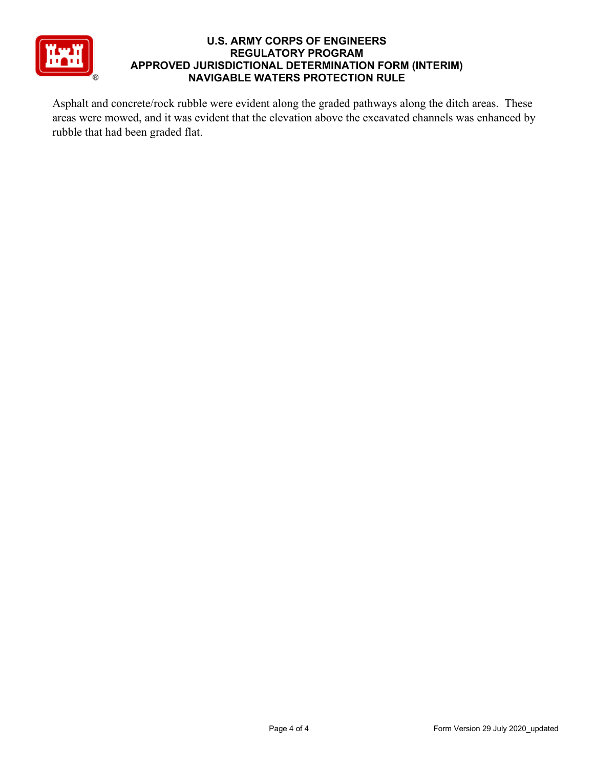Asphalt and concrete/rock rubble were evident along the graded pathways along the ditch areas. These areas were mowed, and it was evident that the elevation above the excavated channels was enhanced by rubble that had been graded flat.